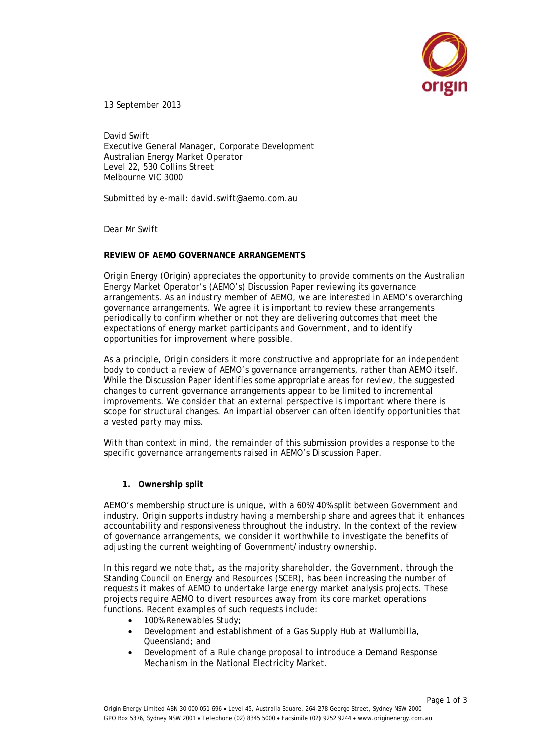13 September 2013

David Swift
Executive General Manager, Corporate Development
Australian Energy Market Operator
Level 22, 530 Collins Street
Melbourne VIC 3000

Submitted by e-mail: david.swift@aemo.com.au

Dear Mr Swift

**REVIEW OF AEMO GOVERNANCE ARRANGEMENTS**

Origin Energy (Origin) appreciates the opportunity to provide comments on the Australian Energy Market Operator's (AEMO's) Discussion Paper reviewing its governance arrangements. As an industry member of AEMO, we are interested in AEMO's overarching governance arrangements. We agree it is important to review these arrangements periodically to confirm whether or not they are delivering outcomes that meet the expectations of energy market participants and Government, and to identify opportunities for improvement where possible.

As a principle, Origin considers it more constructive and appropriate for an independent body to conduct a review of AEMO's governance arrangements, rather than AEMO itself. While the Discussion Paper identifies some appropriate areas for review, the suggested changes to current governance arrangements appear to be limited to incremental improvements. We consider that an external perspective is important where there is scope for structural changes. An impartial observer can often identify opportunities that a vested party may miss.

With than context in mind, the remainder of this submission provides a response to the specific governance arrangements raised in AEMO's Discussion Paper.

**1. Ownership split**

AEMO's membership structure is unique, with a 60%/40% split between Government and industry. Origin supports industry having a membership share and agrees that it enhances accountability and responsiveness throughout the industry. In the context of the review of governance arrangements, we consider it worthwhile to investigate the benefits of adjusting the current weighting of Government/industry ownership.

In this regard we note that, as the majority shareholder, the Government, through the Standing Council on Energy and Resources (SCER), has been increasing the number of requests it makes of AEMO to undertake large energy market analysis projects. These projects require AEMO to divert resources away from its core market operations functions. Recent examples of such requests include:

- 100% Renewables Study;
- Development and establishment of a Gas Supply Hub at Wallumbilla, Queensland; and
- Development of a Rule change proposal to introduce a Demand Response Mechanism in the National Electricity Market.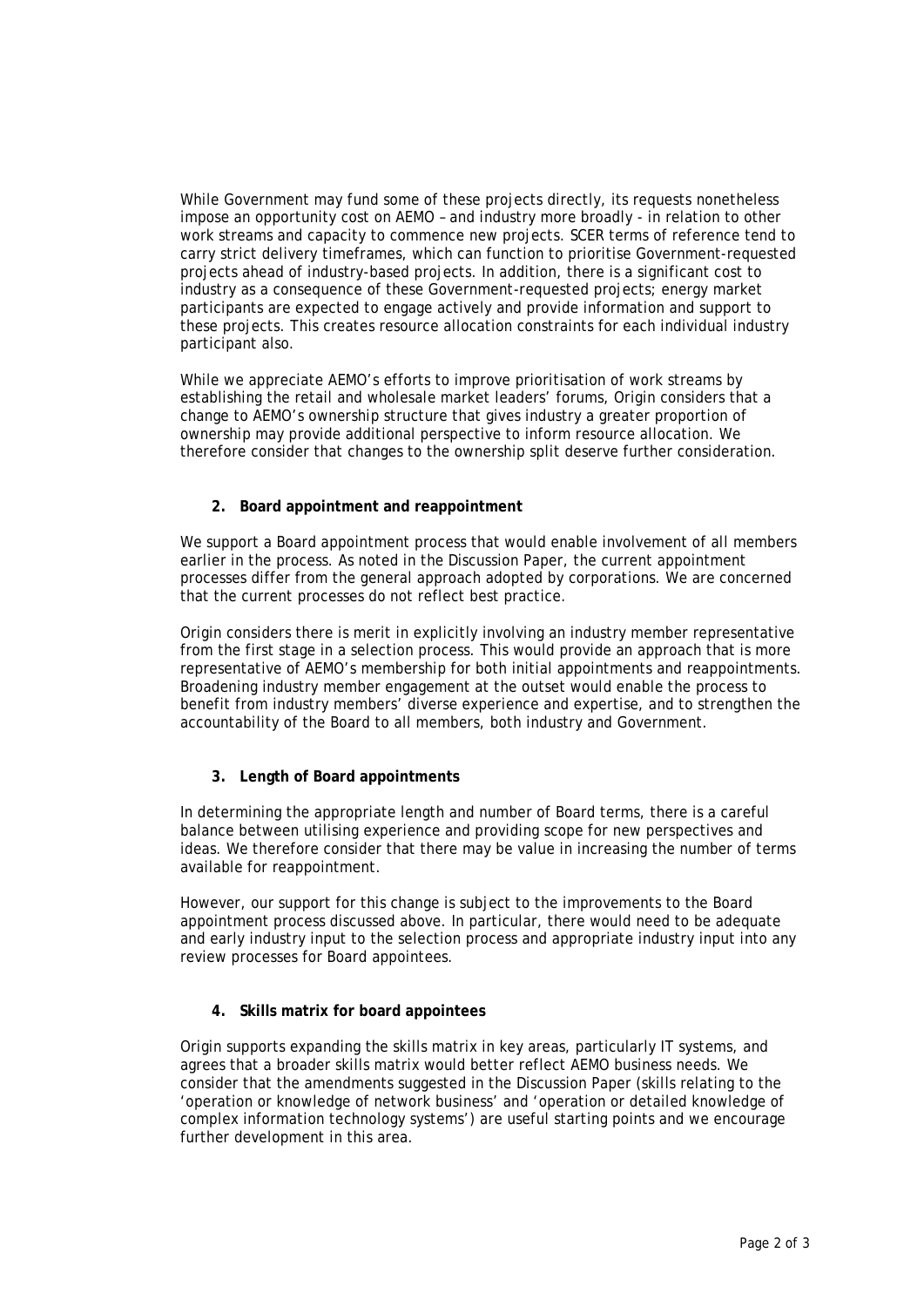While Government may fund some of these projects directly, its requests nonetheless impose an opportunity cost on AEMO – and industry more broadly - in relation to other work streams and capacity to commence new projects. SCER terms of reference tend to carry strict delivery timeframes, which can function to prioritise Government-requested projects ahead of industry-based projects. In addition, there is a significant cost to industry as a consequence of these Government-requested projects; energy market participants are expected to engage actively and provide information and support to these projects. This creates resource allocation constraints for each individual industry participant also.

While we appreciate AEMO's efforts to improve prioritisation of work streams by establishing the retail and wholesale market leaders' forums, Origin considers that a change to AEMO's ownership structure that gives industry a greater proportion of ownership may provide additional perspective to inform resource allocation. We therefore consider that changes to the ownership split deserve further consideration.

**2. Board appointment and reappointment**

We support a Board appointment process that would enable involvement of all members earlier in the process. As noted in the Discussion Paper, the current appointment processes differ from the general approach adopted by corporations. We are concerned that the current processes do not reflect best practice.

Origin considers there is merit in explicitly involving an industry member representative from the first stage in a selection process. This would provide an approach that is more representative of AEMO's membership for both initial appointments and reappointments. Broadening industry member engagement at the outset would enable the process to benefit from industry members' diverse experience and expertise, and to strengthen the accountability of the Board to all members, both industry and Government.

**3. Length of Board appointments**

In determining the appropriate length and number of Board terms, there is a careful balance between utilising experience and providing scope for new perspectives and ideas. We therefore consider that there may be value in increasing the number of terms available for reappointment.

However, our support for this change is subject to the improvements to the Board appointment process discussed above. In particular, there would need to be adequate and early industry input to the selection process and appropriate industry input into any review processes for Board appointees.

**4. Skills matrix for board appointees**

Origin supports expanding the skills matrix in key areas, particularly IT systems, and agrees that a broader skills matrix would better reflect AEMO business needs. We consider that the amendments suggested in the Discussion Paper (skills relating to the 'operation or knowledge of network business' and 'operation or detailed knowledge of complex information technology systems') are useful starting points and we encourage further development in this area.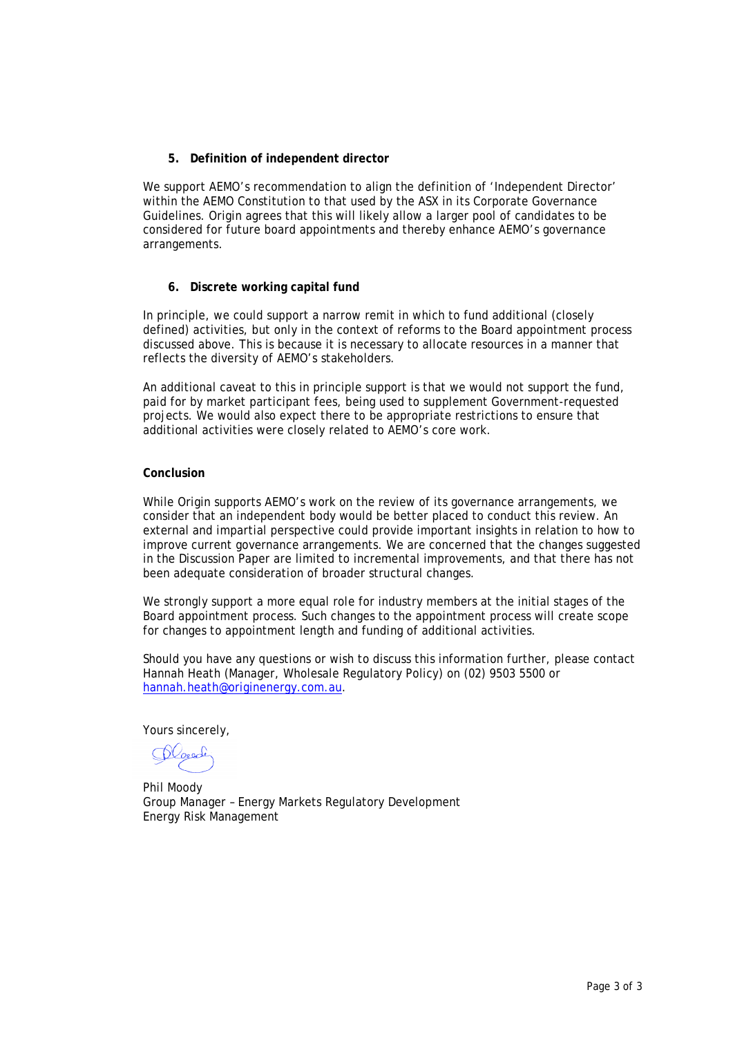**5. Definition of independent director**

We support AEMO's recommendation to align the definition of 'Independent Director' within the AEMO Constitution to that used by the ASX in its Corporate Governance Guidelines. Origin agrees that this will likely allow a larger pool of candidates to be considered for future board appointments and thereby enhance AEMO's governance arrangements.

**6. Discrete working capital fund**

In principle, we could support a narrow remit in which to fund additional (closely defined) activities, but only in the context of reforms to the Board appointment process discussed above. This is because it is necessary to allocate resources in a manner that reflects the diversity of AEMO's stakeholders.

An additional caveat to this in principle support is that we would not support the fund, paid for by market participant fees, being used to supplement Government-requested projects. We would also expect there to be appropriate restrictions to ensure that additional activities were closely related to AEMO's core work.

**Conclusion**

While Origin supports AEMO's work on the review of its governance arrangements, we consider that an independent body would be better placed to conduct this review. An external and impartial perspective could provide important insights in relation to how to improve current governance arrangements. We are concerned that the changes suggested in the Discussion Paper are limited to incremental improvements, and that there has not been adequate consideration of broader structural changes.

We strongly support a more equal role for industry members at the initial stages of the Board appointment process. Such changes to the appointment process will create scope for changes to appointment length and funding of additional activities.

Should you have any questions or wish to discuss this information further, please contact Hannah Heath (Manager, Wholesale Regulatory Policy) on (02) 9503 5500 or hannah.heath@originenergy.com.au.

Yours sincerely,

Phil Moody
Group Manager – Energy Markets Regulatory Development
Energy Risk Management